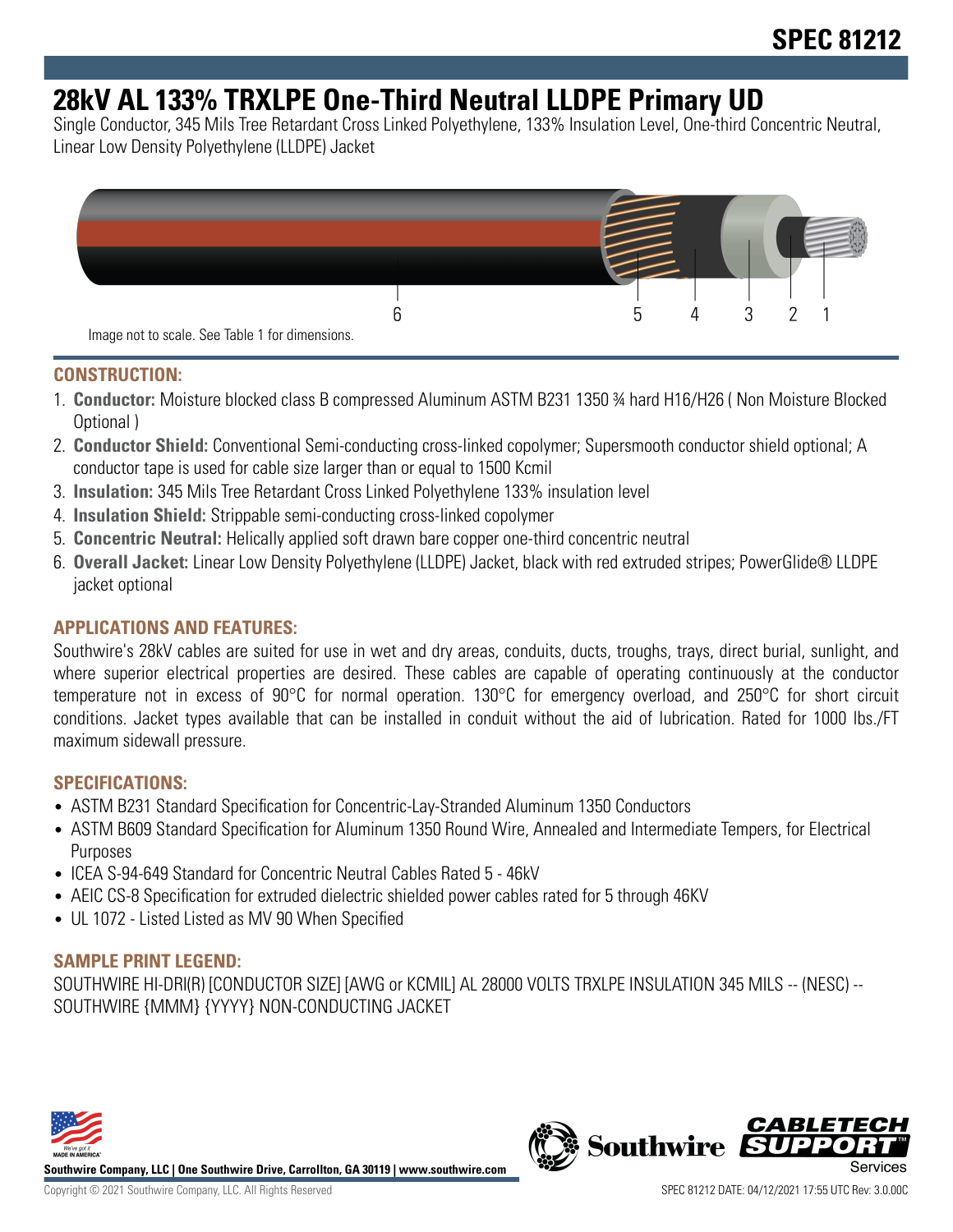# SPEC 81212

# 28kV AL 133% TRXLPE One-Third Neutral LLDPE Primary UD

Single Conductor, 345 Mils Tree Retardant Cross Linked Polyethylene, 133% Insulation Level, One-third Concentric Neutral, Linear Low Density Polyethylene (LLDPE) Jacket

Image not to scale. See Table 1 for dimensions.

## CONSTRUCTION:

1. **Conductor:** Moisture blocked class B compressed Aluminum ASTM B231 1350 ¾ hard H16/H26 ( Non Moisture Blocked Optional )
2. **Conductor Shield:** Conventional Semi-conducting cross-linked copolymer; Supersmooth conductor shield optional; A conductor tape is used for cable size larger than or equal to 1500 Kcmil
3. **Insulation:** 345 Mils Tree Retardant Cross Linked Polyethylene 133% insulation level
4. **Insulation Shield:** Strippable semi-conducting cross-linked copolymer
5. **Concentric Neutral:** Helically applied soft drawn bare copper one-third concentric neutral
6. **Overall Jacket:** Linear Low Density Polyethylene (LLDPE) Jacket, black with red extruded stripes; PowerGlide® LLDPE jacket optional

## APPLICATIONS AND FEATURES:

Southwire's 28kV cables are suited for use in wet and dry areas, conduits, ducts, troughs, trays, direct burial, sunlight, and where superior electrical properties are desired. These cables are capable of operating continuously at the conductor temperature not in excess of 90°C for normal operation. 130°C for emergency overload, and 250°C for short circuit conditions. Jacket types available that can be installed in conduit without the aid of lubrication. Rated for 1000 lbs./FT maximum sidewall pressure.

## SPECIFICATIONS:

- ASTM B231 Standard Specification for Concentric-Lay-Stranded Aluminum 1350 Conductors
- ASTM B609 Standard Specification for Aluminum 1350 Round Wire, Annealed and Intermediate Tempers, for Electrical Purposes
- ICEA S-94-649 Standard for Concentric Neutral Cables Rated 5 - 46kV
- AEIC CS-8 Specification for extruded dielectric shielded power cables rated for 5 through 46KV
- UL 1072 - Listed Listed as MV 90 When Specified

## SAMPLE PRINT LEGEND:

SOUTHWIRE HI-DRI(R) [CONDUCTOR SIZE] [AWG or KCMIL] AL 28000 VOLTS TRXLPE INSULATION 345 MILS -- (NESC) -- SOUTHWIRE {MMM} {YYYY} NON-CONDUCTING JACKET

**Southwire Company, LLC | One Southwire Drive, Carrollton, GA 30119 | www.southwire.com**

Copyright © 2021 Southwire Company, LLC. All Rights Reserved

SPEC 81212 DATE: 04/12/2021 17:55 UTC Rev: 3.0.00C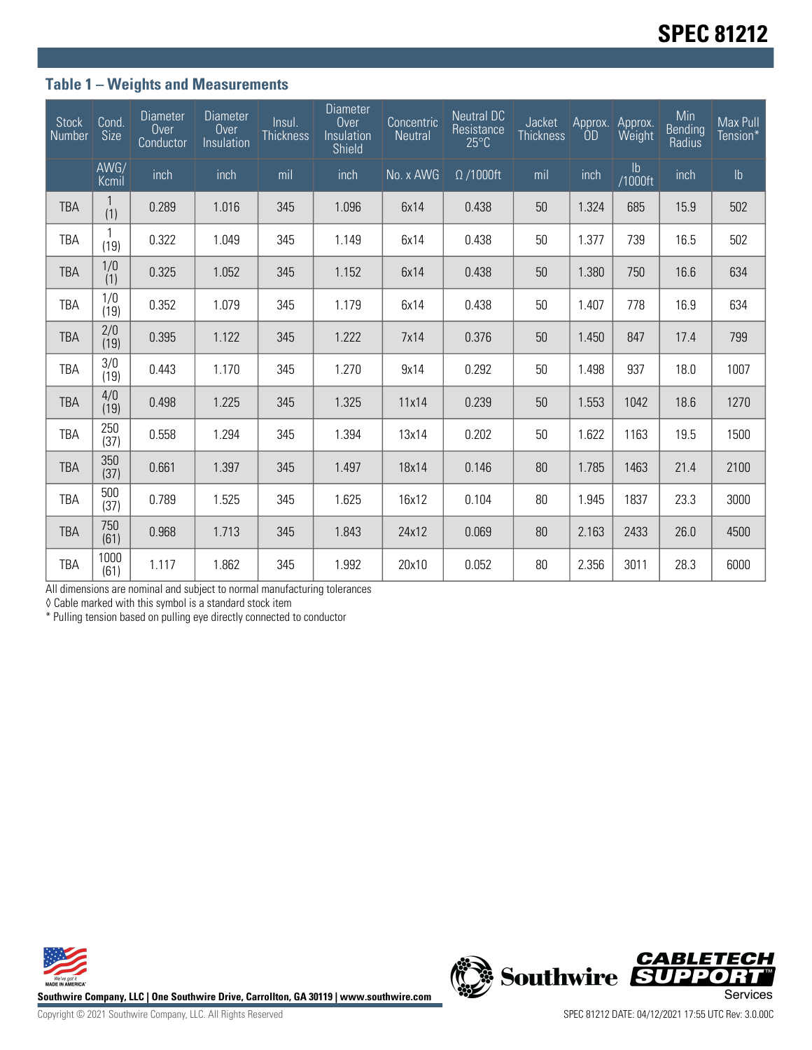## Table 1 – Weights and Measurements

| Stock Number | Cond. Size | Diameter Over Conductor | Diameter Over Insulation | Insul. Thickness | Diameter Over Insulation Shield | Concentric Neutral | Neutral DC Resistance 25°C | Jacket Thickness | Approx. OD | Approx. Weight | Min Bending Radius | Max Pull Tension* |
|---|---|---|---|---|---|---|---|---|---|---|---|---|
| | AWG/ Kcmil | inch | inch | mil | inch | No. x AWG | Ω /1000ft | mil | inch | lb /1000ft | inch | lb |
| TBA | 1 (1) | 0.289 | 1.016 | 345 | 1.096 | 6x14 | 0.438 | 50 | 1.324 | 685 | 15.9 | 502 |
| TBA | 1 (19) | 0.322 | 1.049 | 345 | 1.149 | 6x14 | 0.438 | 50 | 1.377 | 739 | 16.5 | 502 |
| TBA | 1/0 (1) | 0.325 | 1.052 | 345 | 1.152 | 6x14 | 0.438 | 50 | 1.380 | 750 | 16.6 | 634 |
| TBA | 1/0 (19) | 0.352 | 1.079 | 345 | 1.179 | 6x14 | 0.438 | 50 | 1.407 | 778 | 16.9 | 634 |
| TBA | 2/0 (19) | 0.395 | 1.122 | 345 | 1.222 | 7x14 | 0.376 | 50 | 1.450 | 847 | 17.4 | 799 |
| TBA | 3/0 (19) | 0.443 | 1.170 | 345 | 1.270 | 9x14 | 0.292 | 50 | 1.498 | 937 | 18.0 | 1007 |
| TBA | 4/0 (19) | 0.498 | 1.225 | 345 | 1.325 | 11x14 | 0.239 | 50 | 1.553 | 1042 | 18.6 | 1270 |
| TBA | 250 (37) | 0.558 | 1.294 | 345 | 1.394 | 13x14 | 0.202 | 50 | 1.622 | 1163 | 19.5 | 1500 |
| TBA | 350 (37) | 0.661 | 1.397 | 345 | 1.497 | 18x14 | 0.146 | 80 | 1.785 | 1463 | 21.4 | 2100 |
| TBA | 500 (37) | 0.789 | 1.525 | 345 | 1.625 | 16x12 | 0.104 | 80 | 1.945 | 1837 | 23.3 | 3000 |
| TBA | 750 (61) | 0.968 | 1.713 | 345 | 1.843 | 24x12 | 0.069 | 80 | 2.163 | 2433 | 26.0 | 4500 |
| TBA | 1000 (61) | 1.117 | 1.862 | 345 | 1.992 | 20x10 | 0.052 | 80 | 2.356 | 3011 | 28.3 | 6000 |

All dimensions are nominal and subject to normal manufacturing tolerances

◊ Cable marked with this symbol is a standard stock item

* Pulling tension based on pulling eye directly connected to conductor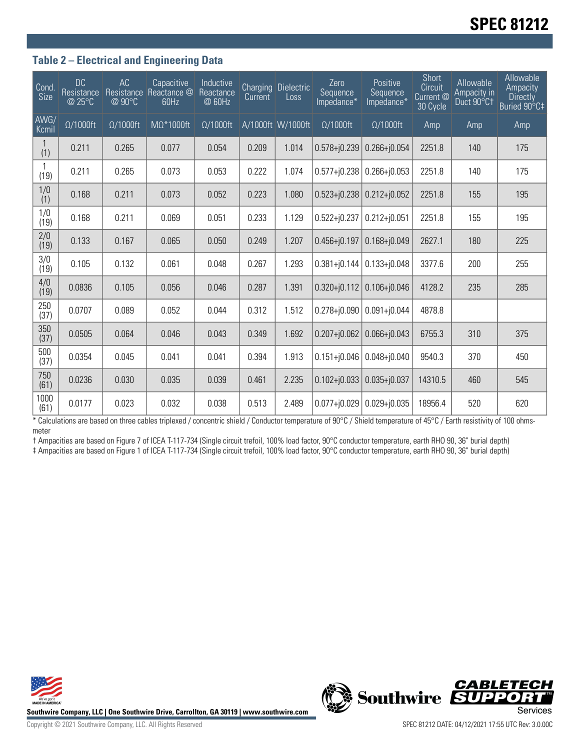## Table 2 – Electrical and Engineering Data

| Cond. Size | DC Resistance @ 25°C | AC Resistance @ 90°C | Capacitive Reactance @ 60Hz | Inductive Reactance @ 60Hz | Charging Current | Dielectric Loss | Zero Sequence Impedance* | Positive Sequence Impedance* | Short Circuit Current @ 30 Cycle | Allowable Ampacity in Duct 90°C† | Allowable Ampacity Directly Buried 90°C‡ |
|---|---|---|---|---|---|---|---|---|---|---|---|
| AWG/ Kcmil | Ω/1000ft | Ω/1000ft | MΩ*1000ft | Ω/1000ft | A/1000ft | W/1000ft | Ω/1000ft | Ω/1000ft | Amp | Amp | Amp |
| 1 (1) | 0.211 | 0.265 | 0.077 | 0.054 | 0.209 | 1.014 | 0.578+j0.239 | 0.266+j0.054 | 2251.8 | 140 | 175 |
| 1 (19) | 0.211 | 0.265 | 0.073 | 0.053 | 0.222 | 1.074 | 0.577+j0.238 | 0.266+j0.053 | 2251.8 | 140 | 175 |
| 1/0 (1) | 0.168 | 0.211 | 0.073 | 0.052 | 0.223 | 1.080 | 0.523+j0.238 | 0.212+j0.052 | 2251.8 | 155 | 195 |
| 1/0 (19) | 0.168 | 0.211 | 0.069 | 0.051 | 0.233 | 1.129 | 0.522+j0.237 | 0.212+j0.051 | 2251.8 | 155 | 195 |
| 2/0 (19) | 0.133 | 0.167 | 0.065 | 0.050 | 0.249 | 1.207 | 0.456+j0.197 | 0.168+j0.049 | 2627.1 | 180 | 225 |
| 3/0 (19) | 0.105 | 0.132 | 0.061 | 0.048 | 0.267 | 1.293 | 0.381+j0.144 | 0.133+j0.048 | 3377.6 | 200 | 255 |
| 4/0 (19) | 0.0836 | 0.105 | 0.056 | 0.046 | 0.287 | 1.391 | 0.320+j0.112 | 0.106+j0.046 | 4128.2 | 235 | 285 |
| 250 (37) | 0.0707 | 0.089 | 0.052 | 0.044 | 0.312 | 1.512 | 0.278+j0.090 | 0.091+j0.044 | 4878.8 | | |
| 350 (37) | 0.0505 | 0.064 | 0.046 | 0.043 | 0.349 | 1.692 | 0.207+j0.062 | 0.066+j0.043 | 6755.3 | 310 | 375 |
| 500 (37) | 0.0354 | 0.045 | 0.041 | 0.041 | 0.394 | 1.913 | 0.151+j0.046 | 0.048+j0.040 | 9540.3 | 370 | 450 |
| 750 (61) | 0.0236 | 0.030 | 0.035 | 0.039 | 0.461 | 2.235 | 0.102+j0.033 | 0.035+j0.037 | 14310.5 | 460 | 545 |
| 1000 (61) | 0.0177 | 0.023 | 0.032 | 0.038 | 0.513 | 2.489 | 0.077+j0.029 | 0.029+j0.035 | 18956.4 | 520 | 620 |

* Calculations are based on three cables triplexed / concentric shield / Conductor temperature of 90°C / Shield temperature of 45°C / Earth resistivity of 100 ohms-meter

† Ampacities are based on Figure 7 of ICEA T-117-734 (Single circuit trefoil, 100% load factor, 90°C conductor temperature, earth RHO 90, 36" burial depth)

‡ Ampacities are based on Figure 1 of ICEA T-117-734 (Single circuit trefoil, 100% load factor, 90°C conductor temperature, earth RHO 90, 36" burial depth)

Southwire Company, LLC | One Southwire Drive, Carrollton, GA 30119 | www.southwire.com

Copyright © 2021 Southwire Company, LLC. All Rights Reserved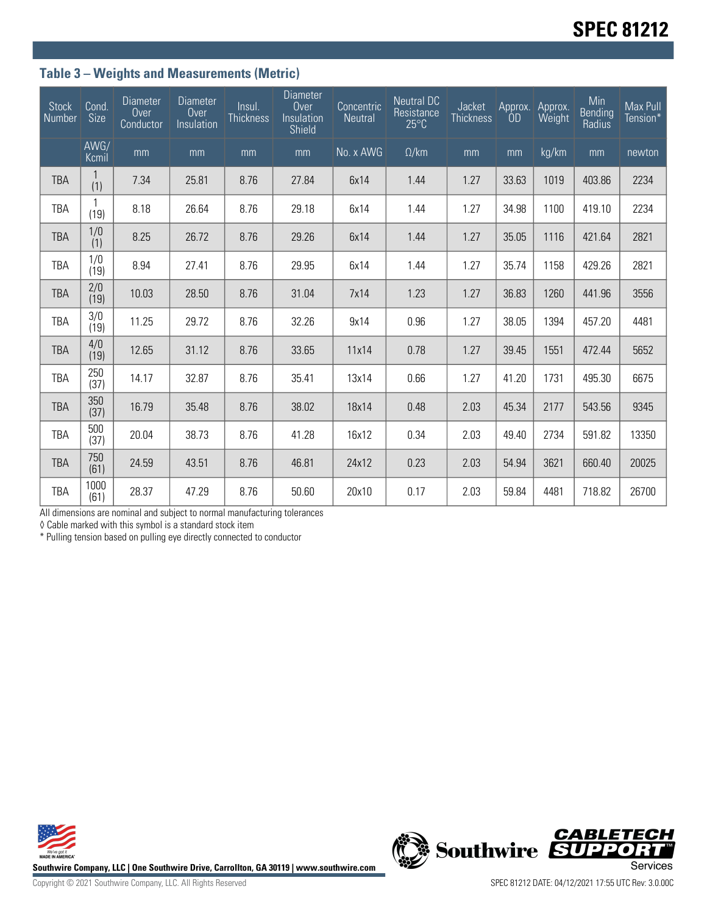# SPEC 81212

### Table 3 – Weights and Measurements (Metric)

| Stock Number | Cond. Size | Diameter Over Conductor | Diameter Over Insulation | Insul. Thickness | Diameter Over Insulation Shield | Concentric Neutral | Neutral DC Resistance 25°C | Jacket Thickness | Approx. OD | Approx. Weight | Min Bending Radius | Max Pull Tension* |
|---|---|---|---|---|---|---|---|---|---|---|---|---|
| | AWG/ Kcmil | mm | mm | mm | mm | No. x AWG | Ω/km | mm | mm | kg/km | mm | newton |
| TBA | 1 (1) | 7.34 | 25.81 | 8.76 | 27.84 | 6x14 | 1.44 | 1.27 | 33.63 | 1019 | 403.86 | 2234 |
| TBA | 1 (19) | 8.18 | 26.64 | 8.76 | 29.18 | 6x14 | 1.44 | 1.27 | 34.98 | 1100 | 419.10 | 2234 |
| TBA | 1/0 (1) | 8.25 | 26.72 | 8.76 | 29.26 | 6x14 | 1.44 | 1.27 | 35.05 | 1116 | 421.64 | 2821 |
| TBA | 1/0 (19) | 8.94 | 27.41 | 8.76 | 29.95 | 6x14 | 1.44 | 1.27 | 35.74 | 1158 | 429.26 | 2821 |
| TBA | 2/0 (19) | 10.03 | 28.50 | 8.76 | 31.04 | 7x14 | 1.23 | 1.27 | 36.83 | 1260 | 441.96 | 3556 |
| TBA | 3/0 (19) | 11.25 | 29.72 | 8.76 | 32.26 | 9x14 | 0.96 | 1.27 | 38.05 | 1394 | 457.20 | 4481 |
| TBA | 4/0 (19) | 12.65 | 31.12 | 8.76 | 33.65 | 11x14 | 0.78 | 1.27 | 39.45 | 1551 | 472.44 | 5652 |
| TBA | 250 (37) | 14.17 | 32.87 | 8.76 | 35.41 | 13x14 | 0.66 | 1.27 | 41.20 | 1731 | 495.30 | 6675 |
| TBA | 350 (37) | 16.79 | 35.48 | 8.76 | 38.02 | 18x14 | 0.48 | 2.03 | 45.34 | 2177 | 543.56 | 9345 |
| TBA | 500 (37) | 20.04 | 38.73 | 8.76 | 41.28 | 16x12 | 0.34 | 2.03 | 49.40 | 2734 | 591.82 | 13350 |
| TBA | 750 (61) | 24.59 | 43.51 | 8.76 | 46.81 | 24x12 | 0.23 | 2.03 | 54.94 | 3621 | 660.40 | 20025 |
| TBA | 1000 (61) | 28.37 | 47.29 | 8.76 | 50.60 | 20x10 | 0.17 | 2.03 | 59.84 | 4481 | 718.82 | 26700 |

All dimensions are nominal and subject to normal manufacturing tolerances

◊ Cable marked with this symbol is a standard stock item

* Pulling tension based on pulling eye directly connected to conductor

Southwire Company, LLC | One Southwire Drive, Carrollton, GA 30119 | www.southwire.com

Copyright © 2021 Southwire Company, LLC. All Rights Reserved

SPEC 81212 DATE: 04/12/2021 17:55 UTC Rev: 3.0.00C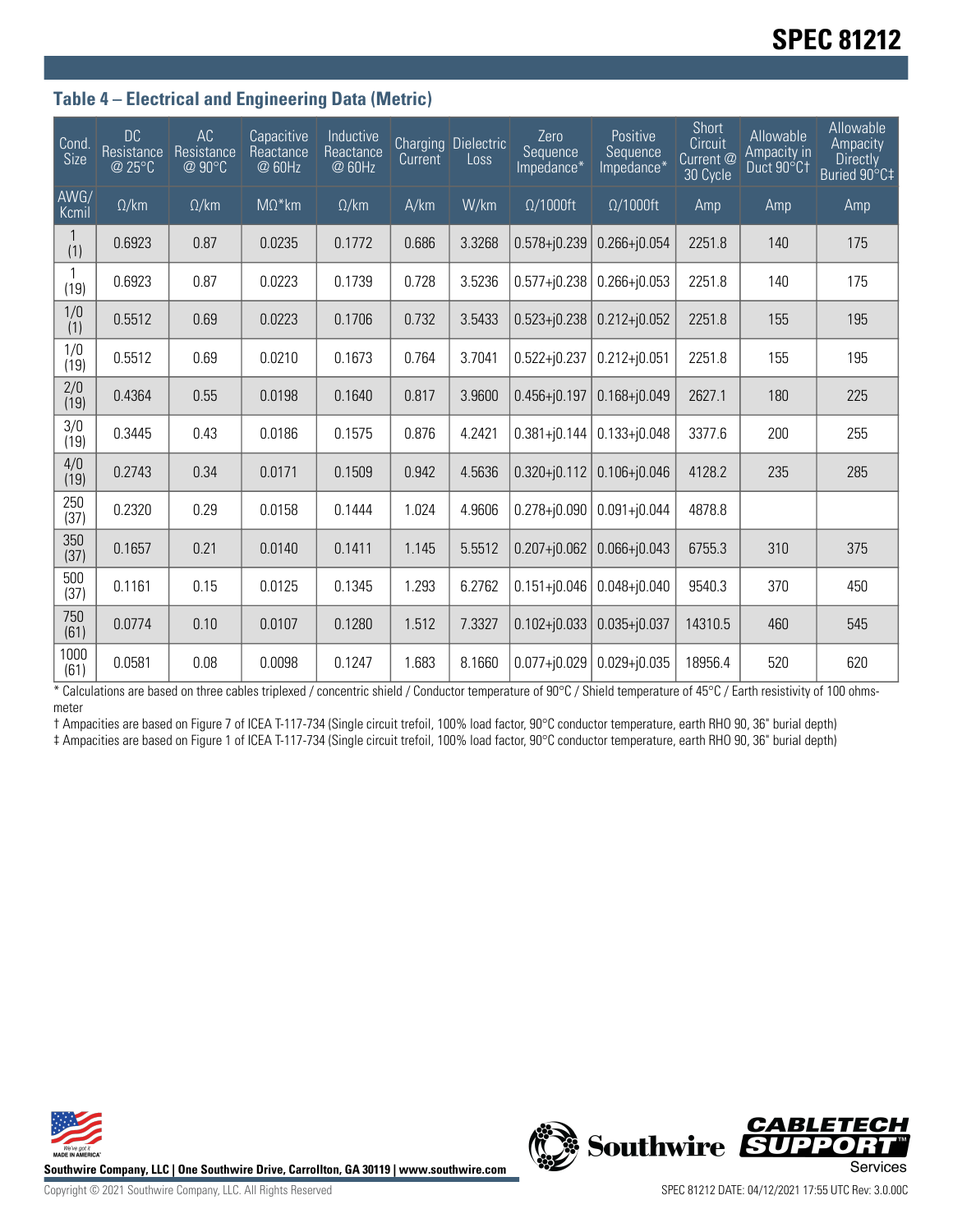### Table 4 – Electrical and Engineering Data (Metric)

| Cond. Size | DC Resistance @ 25°C | AC Resistance @ 90°C | Capacitive Reactance @ 60Hz | Inductive Reactance @ 60Hz | Charging Current | Dielectric Loss | Zero Sequence Impedance* | Positive Sequence Impedance* | Short Circuit Current @ 30 Cycle | Allowable Ampacity in Duct 90°C† | Allowable Ampacity Directly Buried 90°C‡ |
|---|---|---|---|---|---|---|---|---|---|---|---|
| AWG/ Kcmil | Ω/km | Ω/km | MΩ*km | Ω/km | A/km | W/km | Ω/1000ft | Ω/1000ft | Amp | Amp | Amp |
| 1 (1) | 0.6923 | 0.87 | 0.0235 | 0.1772 | 0.686 | 3.3268 | 0.578+j0.239 | 0.266+j0.054 | 2251.8 | 140 | 175 |
| 1 (19) | 0.6923 | 0.87 | 0.0223 | 0.1739 | 0.728 | 3.5236 | 0.577+j0.238 | 0.266+j0.053 | 2251.8 | 140 | 175 |
| 1/0 (1) | 0.5512 | 0.69 | 0.0223 | 0.1706 | 0.732 | 3.5433 | 0.523+j0.238 | 0.212+j0.052 | 2251.8 | 155 | 195 |
| 1/0 (19) | 0.5512 | 0.69 | 0.0210 | 0.1673 | 0.764 | 3.7041 | 0.522+j0.237 | 0.212+j0.051 | 2251.8 | 155 | 195 |
| 2/0 (19) | 0.4364 | 0.55 | 0.0198 | 0.1640 | 0.817 | 3.9600 | 0.456+j0.197 | 0.168+j0.049 | 2627.1 | 180 | 225 |
| 3/0 (19) | 0.3445 | 0.43 | 0.0186 | 0.1575 | 0.876 | 4.2421 | 0.381+j0.144 | 0.133+j0.048 | 3377.6 | 200 | 255 |
| 4/0 (19) | 0.2743 | 0.34 | 0.0171 | 0.1509 | 0.942 | 4.5636 | 0.320+j0.112 | 0.106+j0.046 | 4128.2 | 235 | 285 |
| 250 (37) | 0.2320 | 0.29 | 0.0158 | 0.1444 | 1.024 | 4.9606 | 0.278+j0.090 | 0.091+j0.044 | 4878.8 | | |
| 350 (37) | 0.1657 | 0.21 | 0.0140 | 0.1411 | 1.145 | 5.5512 | 0.207+j0.062 | 0.066+j0.043 | 6755.3 | 310 | 375 |
| 500 (37) | 0.1161 | 0.15 | 0.0125 | 0.1345 | 1.293 | 6.2762 | 0.151+j0.046 | 0.048+j0.040 | 9540.3 | 370 | 450 |
| 750 (61) | 0.0774 | 0.10 | 0.0107 | 0.1280 | 1.512 | 7.3327 | 0.102+j0.033 | 0.035+j0.037 | 14310.5 | 460 | 545 |
| 1000 (61) | 0.0581 | 0.08 | 0.0098 | 0.1247 | 1.683 | 8.1660 | 0.077+j0.029 | 0.029+j0.035 | 18956.4 | 520 | 620 |

* Calculations are based on three cables triplexed / concentric shield / Conductor temperature of 90°C / Shield temperature of 45°C / Earth resistivity of 100 ohms-meter

† Ampacities are based on Figure 7 of ICEA T-117-734 (Single circuit trefoil, 100% load factor, 90°C conductor temperature, earth RHO 90, 36" burial depth)

‡ Ampacities are based on Figure 1 of ICEA T-117-734 (Single circuit trefoil, 100% load factor, 90°C conductor temperature, earth RHO 90, 36" burial depth)